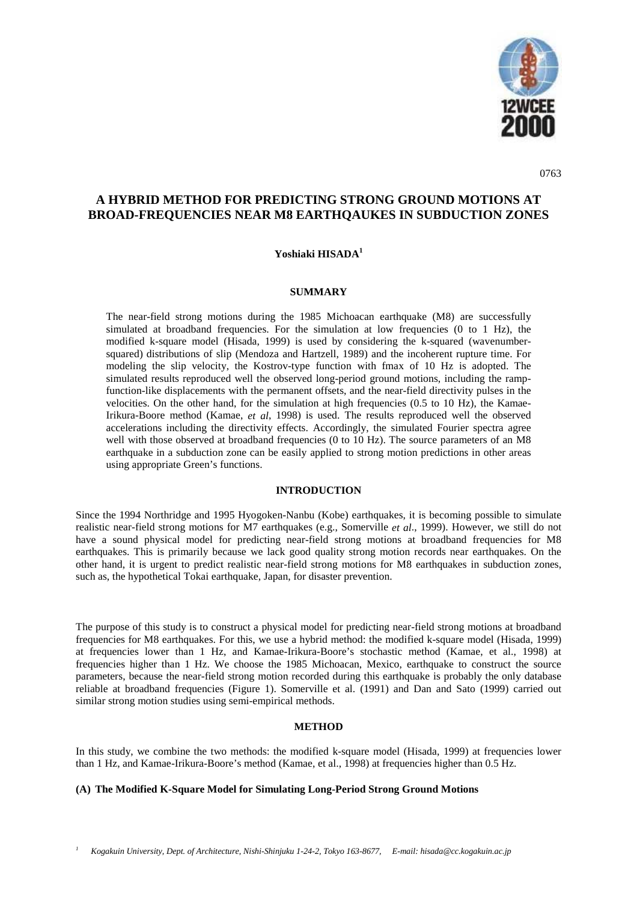# A HYBRID METHOD FOR PREDICTING STRONG GROUND MOTIONS AT BROAD-FREQUENCIES NEAR M8 EARTHQAUKES IN SUBDUCTION ZONES

**Yoshiaki HISADA**[1]

## SUMMARY

The near-field strong motions during the 1985 Michoacan earthquake (M8) are successfully simulated at broadband frequencies. For the simulation at low frequencies (0 to 1 Hz), the modified k-square model (Hisada, 1999) is used by considering the k-squared (wavenumber-squared) distributions of slip (Mendoza and Hartzell, 1989) and the incoherent rupture time. For modeling the slip velocity, the Kostrov-type function with fmax of 10 Hz is adopted. The simulated results reproduced well the observed long-period ground motions, including the ramp-function-like displacements with the permanent offsets, and the near-field directivity pulses in the velocities. On the other hand, for the simulation at high frequencies (0.5 to 10 Hz), the Kamae-Irikura-Boore method (Kamae, *et al*, 1998) is used. The results reproduced well the observed accelerations including the directivity effects. Accordingly, the simulated Fourier spectra agree well with those observed at broadband frequencies (0 to 10 Hz). The source parameters of an M8 earthquake in a subduction zone can be easily applied to strong motion predictions in other areas using appropriate Green's functions.

## INTRODUCTION

Since the 1994 Northridge and 1995 Hyogoken-Nanbu (Kobe) earthquakes, it is becoming possible to simulate realistic near-field strong motions for M7 earthquakes (e.g., Somerville *et al*., 1999). However, we still do not have a sound physical model for predicting near-field strong motions at broadband frequencies for M8 earthquakes. This is primarily because we lack good quality strong motion records near earthquakes. On the other hand, it is urgent to predict realistic near-field strong motions for M8 earthquakes in subduction zones, such as, the hypothetical Tokai earthquake, Japan, for disaster prevention.

The purpose of this study is to construct a physical model for predicting near-field strong motions at broadband frequencies for M8 earthquakes. For this, we use a hybrid method: the modified k-square model (Hisada, 1999) at frequencies lower than 1 Hz, and Kamae-Irikura-Boore's stochastic method (Kamae, et al., 1998) at frequencies higher than 1 Hz. We choose the 1985 Michoacan, Mexico, earthquake to construct the source parameters, because the near-field strong motion recorded during this earthquake is probably the only database reliable at broadband frequencies (Figure 1). Somerville et al. (1991) and Dan and Sato (1999) carried out similar strong motion studies using semi-empirical methods.

## METHOD

In this study, we combine the two methods: the modified k-square model (Hisada, 1999) at frequencies lower than 1 Hz, and Kamae-Irikura-Boore's method (Kamae, et al., 1998) at frequencies higher than 0.5 Hz.

### (A) The Modified K-Square Model for Simulating Long-Period Strong Ground Motions

[1] *Kogakuin University, Dept. of Architecture, Nishi-Shinjuku 1-24-2, Tokyo 163-8677, E-mail: hisada@cc.kogakuin.ac.jp*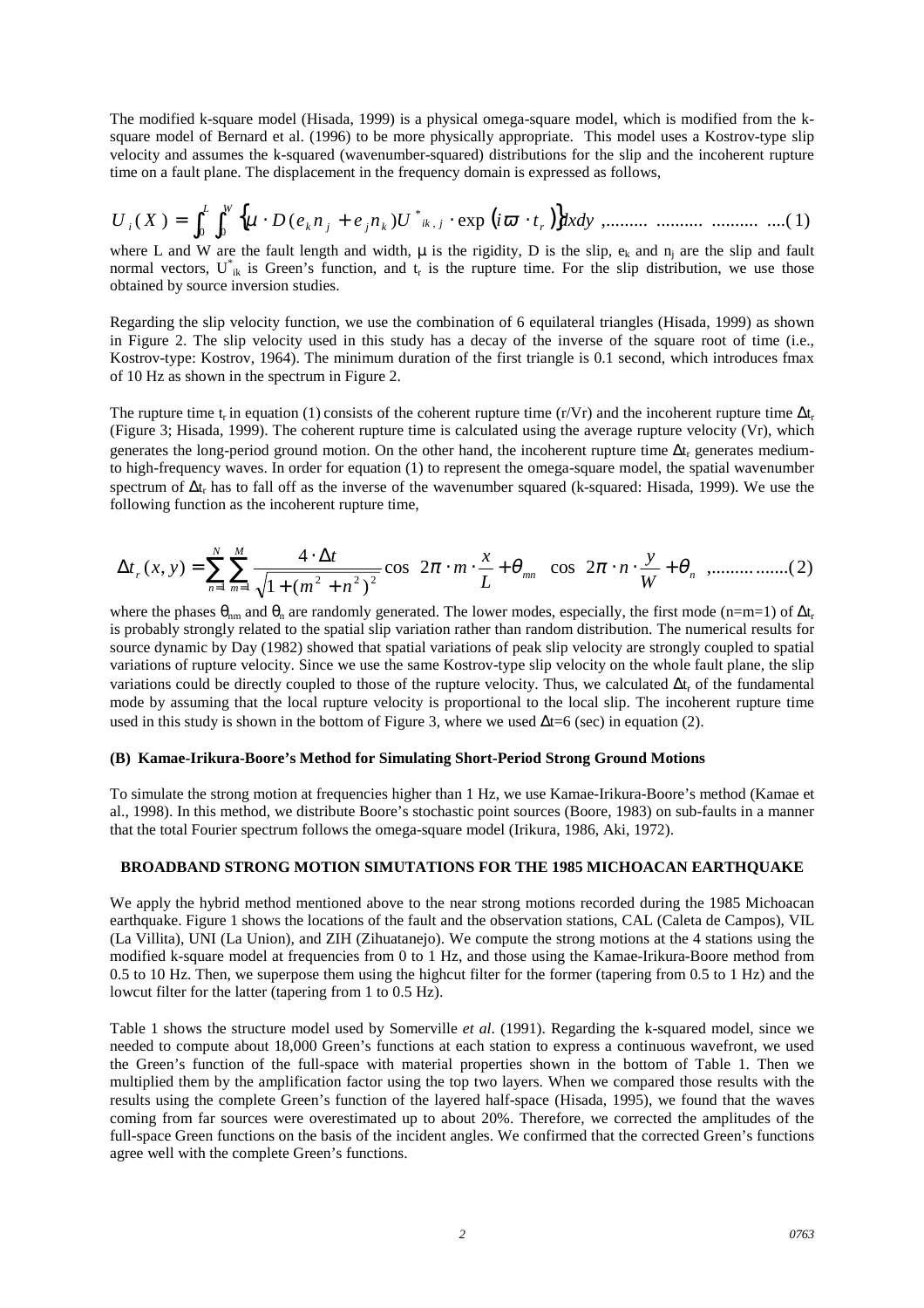The modified k-square model (Hisada, 1999) is a physical omega-square model, which is modified from the k-square model of Bernard et al. (1996) to be more physically appropriate. This model uses a Kostrov-type slip velocity and assumes the k-squared (wavenumber-squared) distributions for the slip and the incoherent rupture time on a fault plane. The displacement in the frequency domain is expressed as follows,

$$U_i(X) = \int_0^L \int_0^W \left\{ \mu \cdot D(e_k n_j + e_j n_k) U^*_{ik,j} \cdot \exp\left(i\varpi \cdot t_r\right) \right\} dxdy \quad \text{.........................................(1)}$$

where L and W are the fault length and width, $\mu$ is the rigidity, D is the slip, $e_k$ and $n_j$ are the slip and fault normal vectors, $U^*_{ik}$ is Green's function, and $t_r$ is the rupture time. For the slip distribution, we use those obtained by source inversion studies.

Regarding the slip velocity function, we use the combination of 6 equilateral triangles (Hisada, 1999) as shown in Figure 2. The slip velocity used in this study has a decay of the inverse of the square root of time (i.e., Kostrov-type: Kostrov, 1964). The minimum duration of the first triangle is 0.1 second, which introduces fmax of 10 Hz as shown in the spectrum in Figure 2.

The rupture time $t_r$ in equation (1) consists of the coherent rupture time (r/Vr) and the incoherent rupture time $\Delta t_r$ (Figure 3; Hisada, 1999). The coherent rupture time is calculated using the average rupture velocity (Vr), which generates the long-period ground motion. On the other hand, the incoherent rupture time $\Delta t_r$ generates medium-to high-frequency waves. In order for equation (1) to represent the omega-square model, the spatial wavenumber spectrum of $\Delta t_r$ has to fall off as the inverse of the wavenumber squared (k-squared: Hisada, 1999). We use the following function as the incoherent rupture time,

$$\Delta t_r(x,y) = \sum_{n=1}^{N} \sum_{m=1}^{M} \frac{4 \cdot \Delta t}{\sqrt{1+(m^2+n^2)^2}} \cos\left(2\pi \cdot m \cdot \frac{x}{L} + \theta_{mn}\right) \cos\left(2\pi \cdot n \cdot \frac{y}{W} + \theta_n\right) \quad \text{,.................(2)}$$

where the phases $\theta_{nm}$ and $\theta_n$ are randomly generated. The lower modes, especially, the first mode (n=m=1) of $\Delta t_r$ is probably strongly related to the spatial slip variation rather than random distribution. The numerical results for source dynamic by Day (1982) showed that spatial variations of peak slip velocity are strongly coupled to spatial variations of rupture velocity. Since we use the same Kostrov-type slip velocity on the whole fault plane, the slip variations could be directly coupled to those of the rupture velocity. Thus, we calculated $\Delta t_r$ of the fundamental mode by assuming that the local rupture velocity is proportional to the local slip. The incoherent rupture time used in this study is shown in the bottom of Figure 3, where we used $\Delta t$=6 (sec) in equation (2).

### (B) Kamae-Irikura-Boore's Method for Simulating Short-Period Strong Ground Motions

To simulate the strong motion at frequencies higher than 1 Hz, we use Kamae-Irikura-Boore's method (Kamae et al., 1998). In this method, we distribute Boore's stochastic point sources (Boore, 1983) on sub-faults in a manner that the total Fourier spectrum follows the omega-square model (Irikura, 1986, Aki, 1972).

## BROADBAND STRONG MOTION SIMUTATIONS FOR THE 1985 MICHOACAN EARTHQUAKE

We apply the hybrid method mentioned above to the near strong motions recorded during the 1985 Michoacan earthquake. Figure 1 shows the locations of the fault and the observation stations, CAL (Caleta de Campos), VIL (La Villita), UNI (La Union), and ZIH (Zihuatanejo). We compute the strong motions at the 4 stations using the modified k-square model at frequencies from 0 to 1 Hz, and those using the Kamae-Irikura-Boore method from 0.5 to 10 Hz. Then, we superpose them using the highcut filter for the former (tapering from 0.5 to 1 Hz) and the lowcut filter for the latter (tapering from 1 to 0.5 Hz).

Table 1 shows the structure model used by Somerville *et al*. (1991). Regarding the k-squared model, since we needed to compute about 18,000 Green's functions at each station to express a continuous wavefront, we used the Green's function of the full-space with material properties shown in the bottom of Table 1. Then we multiplied them by the amplification factor using the top two layers. When we compared those results with the results using the complete Green's function of the layered half-space (Hisada, 1995), we found that the waves coming from far sources were overestimated up to about 20%. Therefore, we corrected the amplitudes of the full-space Green functions on the basis of the incident angles. We confirmed that the corrected Green's functions agree well with the complete Green's functions.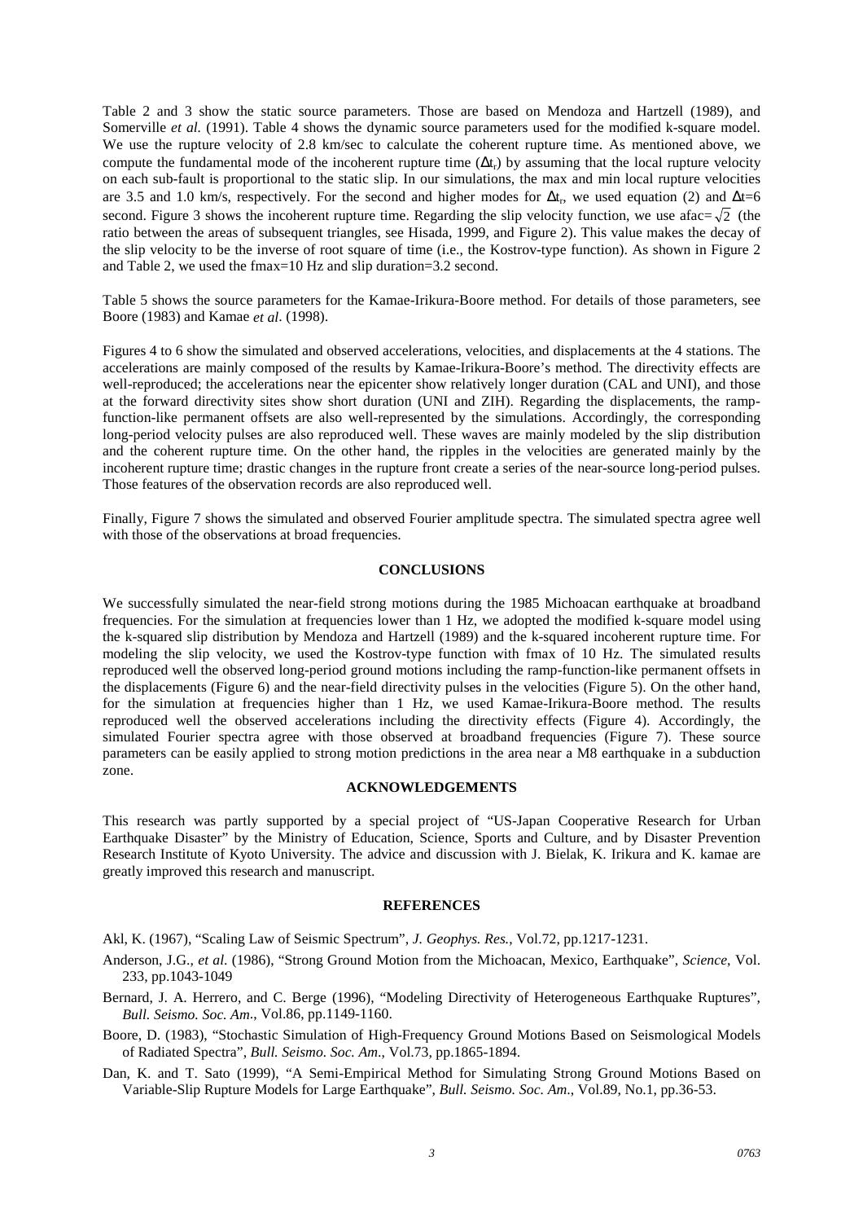Table 2 and 3 show the static source parameters. Those are based on Mendoza and Hartzell (1989), and Somerville *et al.* (1991). Table 4 shows the dynamic source parameters used for the modified k-square model. We use the rupture velocity of 2.8 km/sec to calculate the coherent rupture time. As mentioned above, we compute the fundamental mode of the incoherent rupture time ($\Delta t_r$) by assuming that the local rupture velocity on each sub-fault is proportional to the static slip. In our simulations, the max and min local rupture velocities are 3.5 and 1.0 km/s, respectively. For the second and higher modes for $\Delta t_r$, we used equation (2) and $\Delta t$=6 second. Figure 3 shows the incoherent rupture time. Regarding the slip velocity function, we use afac=$\sqrt{2}$ (the ratio between the areas of subsequent triangles, see Hisada, 1999, and Figure 2). This value makes the decay of the slip velocity to be the inverse of root square of time (i.e., the Kostrov-type function). As shown in Figure 2 and Table 2, we used the fmax=10 Hz and slip duration=3.2 second.

Table 5 shows the source parameters for the Kamae-Irikura-Boore method. For details of those parameters, see Boore (1983) and Kamae *et al*. (1998).

Figures 4 to 6 show the simulated and observed accelerations, velocities, and displacements at the 4 stations. The accelerations are mainly composed of the results by Kamae-Irikura-Boore's method. The directivity effects are well-reproduced; the accelerations near the epicenter show relatively longer duration (CAL and UNI), and those at the forward directivity sites show short duration (UNI and ZIH). Regarding the displacements, the ramp-function-like permanent offsets are also well-represented by the simulations. Accordingly, the corresponding long-period velocity pulses are also reproduced well. These waves are mainly modeled by the slip distribution and the coherent rupture time. On the other hand, the ripples in the velocities are generated mainly by the incoherent rupture time; drastic changes in the rupture front create a series of the near-source long-period pulses. Those features of the observation records are also reproduced well.

Finally, Figure 7 shows the simulated and observed Fourier amplitude spectra. The simulated spectra agree well with those of the observations at broad frequencies.

## CONCLUSIONS

We successfully simulated the near-field strong motions during the 1985 Michoacan earthquake at broadband frequencies. For the simulation at frequencies lower than 1 Hz, we adopted the modified k-square model using the k-squared slip distribution by Mendoza and Hartzell (1989) and the k-squared incoherent rupture time. For modeling the slip velocity, we used the Kostrov-type function with fmax of 10 Hz. The simulated results reproduced well the observed long-period ground motions including the ramp-function-like permanent offsets in the displacements (Figure 6) and the near-field directivity pulses in the velocities (Figure 5). On the other hand, for the simulation at frequencies higher than 1 Hz, we used Kamae-Irikura-Boore method. The results reproduced well the observed accelerations including the directivity effects (Figure 4). Accordingly, the simulated Fourier spectra agree with those observed at broadband frequencies (Figure 7). These source parameters can be easily applied to strong motion predictions in the area near a M8 earthquake in a subduction zone.

## ACKNOWLEDGEMENTS

This research was partly supported by a special project of "US-Japan Cooperative Research for Urban Earthquake Disaster" by the Ministry of Education, Science, Sports and Culture, and by Disaster Prevention Research Institute of Kyoto University. The advice and discussion with J. Bielak, K. Irikura and K. kamae are greatly improved this research and manuscript.

## REFERENCES

Akl, K. (1967), "Scaling Law of Seismic Spectrum", *J. Geophys. Res.*, Vol.72, pp.1217-1231.

Anderson, J.G., *et al.* (1986), "Strong Ground Motion from the Michoacan, Mexico, Earthquake", *Science*, Vol. 233, pp.1043-1049

Bernard, J. A. Herrero, and C. Berge (1996), "Modeling Directivity of Heterogeneous Earthquake Ruptures", *Bull. Seismo. Soc. Am*., Vol.86, pp.1149-1160.

Boore, D. (1983), "Stochastic Simulation of High-Frequency Ground Motions Based on Seismological Models of Radiated Spectra", *Bull. Seismo. Soc. Am*., Vol.73, pp.1865-1894.

Dan, K. and T. Sato (1999), "A Semi-Empirical Method for Simulating Strong Ground Motions Based on Variable-Slip Rupture Models for Large Earthquake", *Bull. Seismo. Soc. Am*., Vol.89, No.1, pp.36-53.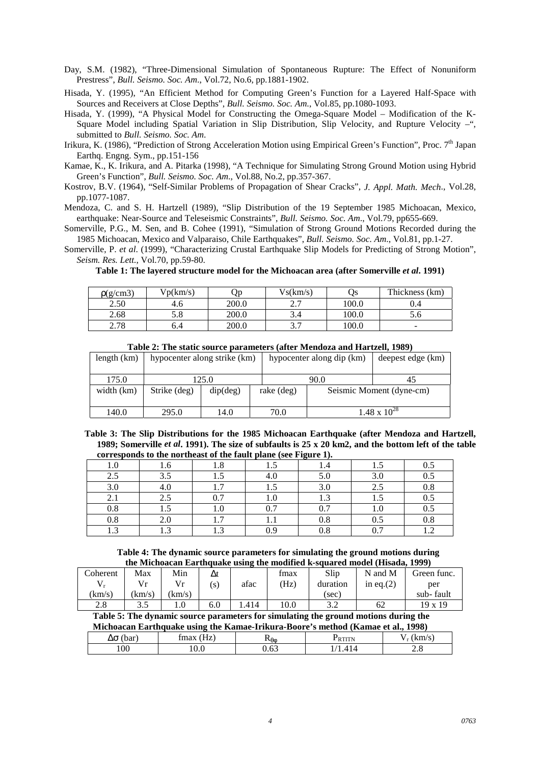Day, S.M. (1982), "Three-Dimensional Simulation of Spontaneous Rupture: The Effect of Nonuniform Prestress", *Bull. Seismo. Soc. Am*., Vol.72, No.6, pp.1881-1902.

Hisada, Y. (1995), "An Efficient Method for Computing Green's Function for a Layered Half-Space with Sources and Receivers at Close Depths", *Bull. Seismo. Soc. Am.*, Vol.85, pp.1080-1093.

Hisada, Y. (1999), "A Physical Model for Constructing the Omega-Square Model – Modification of the K-Square Model including Spatial Variation in Slip Distribution, Slip Velocity, and Rupture Velocity –", submitted to *Bull. Seismo. Soc. Am*.

Irikura, K. (1986), "Prediction of Strong Acceleration Motion using Empirical Green's Function", Proc. 7th Japan Earthq. Engng. Sym., pp.151-156

Kamae, K., K. Irikura, and A. Pitarka (1998), "A Technique for Simulating Strong Ground Motion using Hybrid Green's Function", *Bull. Seismo. Soc. Am*., Vol.88, No.2, pp.357-367.

Kostrov, B.V. (1964), "Self-Similar Problems of Propagation of Shear Cracks", *J. Appl. Math. Mech*., Vol.28, pp.1077-1087.

Mendoza, C. and S. H. Hartzell (1989), "Slip Distribution of the 19 September 1985 Michoacan, Mexico, earthquake: Near-Source and Teleseismic Constraints", *Bull. Seismo. Soc. Am*., Vol.79, pp655-669.

Somerville, P.G., M. Sen, and B. Cohee (1991), "Simulation of Strong Ground Motions Recorded during the 1985 Michoacan, Mexico and Valparaiso, Chile Earthquakes", *Bull. Seismo. Soc. Am*., Vol.81, pp.1-27.

Somerville, P. *et al*. (1999), "Characterizing Crustal Earthquake Slip Models for Predicting of Strong Motion", *Seism. Res. Lett.*, Vol.70, pp.59-80.

**Table 1: The layered structure model for the Michoacan area (after Somerville *et al*. 1991)**

| $\rho$(g/cm3) | Vp(km/s) | Qp | Vs(km/s) | Qs | Thickness (km) |
|---|---|---|---|---|---|
| 2.50 | 4.6 | 200.0 | 2.7 | 100.0 | 0.4 |
| 2.68 | 5.8 | 200.0 | 3.4 | 100.0 | 5.6 |
| 2.78 | 6.4 | 200.0 | 3.7 | 100.0 | - |

**Table 2: The static source parameters (after Mendoza and Hartzell, 1989)**

| length (km) | hypocenter along strike (km) | | hypocenter along dip (km) | | deepest edge (km) |
|---|---|---|---|---|---|
| 175.0 | 125.0 | | 90.0 | | 45 |
| width (km) | Strike (deg) | dip(deg) | rake (deg) | Seismic Moment (dyne-cm) | |
| 140.0 | 295.0 | 14.0 | 70.0 | $1.48 \times 10^{28}$ | |

**Table 3: The Slip Distributions for the 1985 Michoacan Earthquake (after Mendoza and Hartzell, 1989; Somerville *et al*. 1991). The size of subfaults is 25 x 20 km2, and the bottom left of the table corresponds to the northeast of the fault plane (see Figure 1).**

| | | | | | | |
|---|---|---|---|---|---|---|
| 1.0 | 1.6 | 1.8 | 1.5 | 1.4 | 1.5 | 0.5 |
| 2.5 | 3.5 | 1.5 | 4.0 | 5.0 | 3.0 | 0.5 |
| 3.0 | 4.0 | 1.7 | 1.5 | 3.0 | 2.5 | 0.8 |
| 2.1 | 2.5 | 0.7 | 1.0 | 1.3 | 1.5 | 0.5 |
| 0.8 | 1.5 | 1.0 | 0.7 | 0.7 | 1.0 | 0.5 |
| 0.8 | 2.0 | 1.7 | 1.1 | 0.8 | 0.5 | 0.8 |
| 1.3 | 1.3 | 1.3 | 0.9 | 0.8 | 0.7 | 1.2 |

**Table 4: The dynamic source parameters for simulating the ground motions during the Michoacan Earthquake using the modified k-squared model (Hisada, 1999)**

| Coherent $V_r$ (km/s) | Max Vr (km/s) | Min Vr (km/s) | $\Delta t$ (s) | afac | fmax (Hz) | Slip duration (sec) | N and M in eq.(2) | Green func. per sub- fault |
|---|---|---|---|---|---|---|---|---|
| 2.8 | 3.5 | 1.0 | 6.0 | 1.414 | 10.0 | 3.2 | 62 | 19 x 19 |

**Table 5: The dynamic source parameters for simulating the ground motions during the Michoacan Earthquake using the Kamae-Irikura-Boore's method (Kamae et al., 1998)**

| $\Delta\sigma$ (bar) | fmax (Hz) | $R_{\theta\phi}$ | $P_{RTITN}$ | $V_r$ (km/s) |
|---|---|---|---|---|
| 100 | 10.0 | 0.63 | 1/1.414 | 2.8 |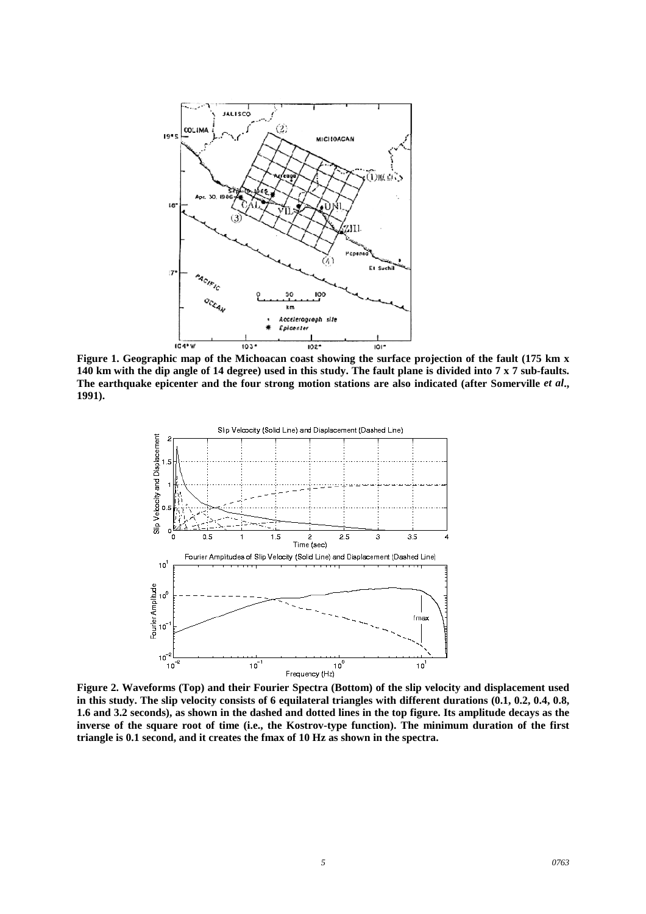**Figure 1. Geographic map of the Michoacan coast showing the surface projection of the fault (175 km x 140 km with the dip angle of 14 degree) used in this study. The fault plane is divided into 7 x 7 sub-faults. The earthquake epicenter and the four strong motion stations are also indicated (after Somerville *et al.*, 1991).**

**Figure 2. Waveforms (Top) and their Fourier Spectra (Bottom) of the slip velocity and displacement used in this study. The slip velocity consists of 6 equilateral triangles with different durations (0.1, 0.2, 0.4, 0.8, 1.6 and 3.2 seconds), as shown in the dashed and dotted lines in the top figure. Its amplitude decays as the inverse of the square root of time (i.e., the Kostrov-type function). The minimum duration of the first triangle is 0.1 second, and it creates the fmax of 10 Hz as shown in the spectra.**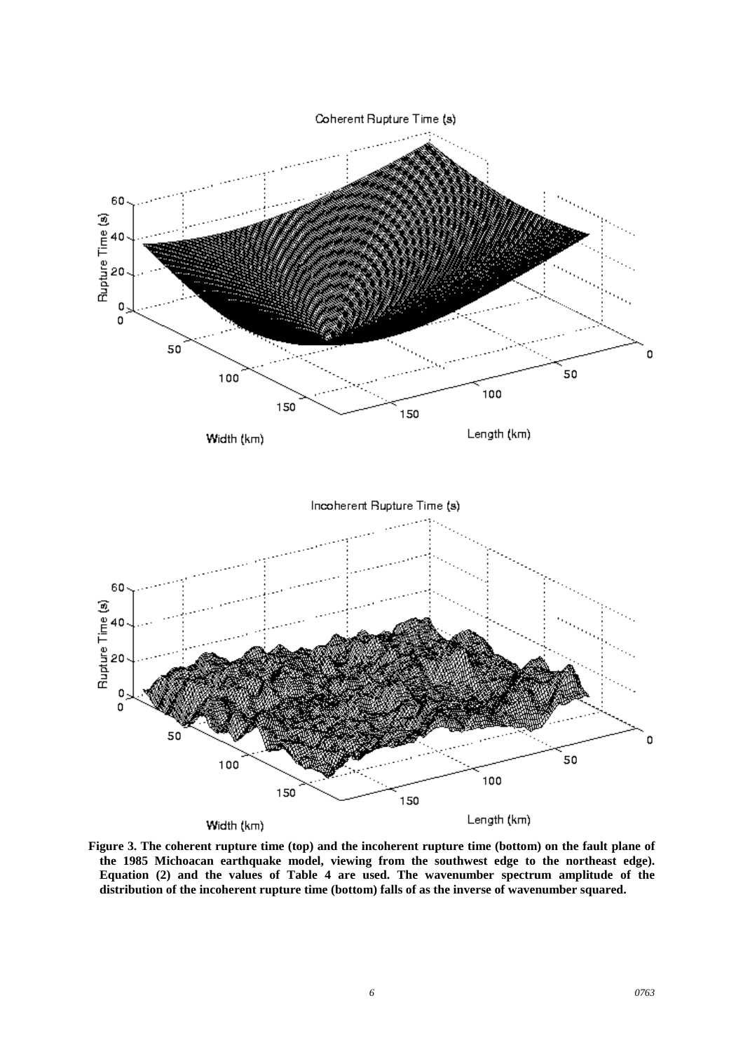**Figure 3. The coherent rupture time (top) and the incoherent rupture time (bottom) on the fault plane of the 1985 Michoacan earthquake model, viewing from the southwest edge to the northeast edge). Equation (2) and the values of Table 4 are used. The wavenumber spectrum amplitude of the distribution of the incoherent rupture time (bottom) falls of as the inverse of wavenumber squared.**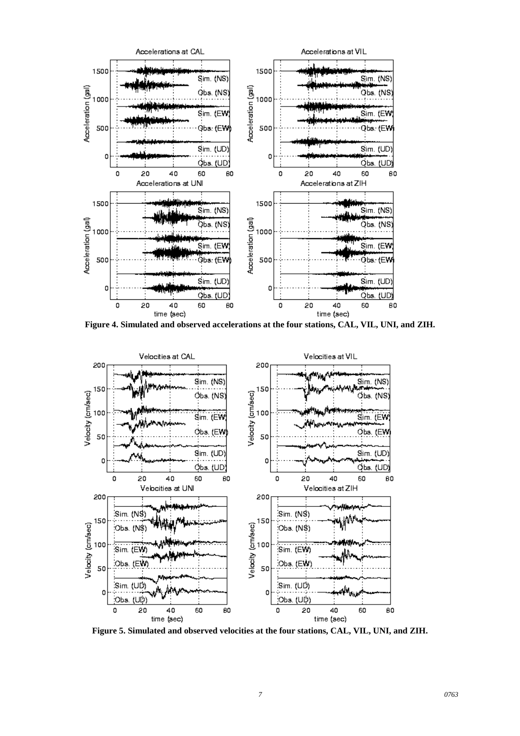**Figure 4. Simulated and observed accelerations at the four stations, CAL, VIL, UNI, and ZIH.**

**Figure 5. Simulated and observed velocities at the four stations, CAL, VIL, UNI, and ZIH.**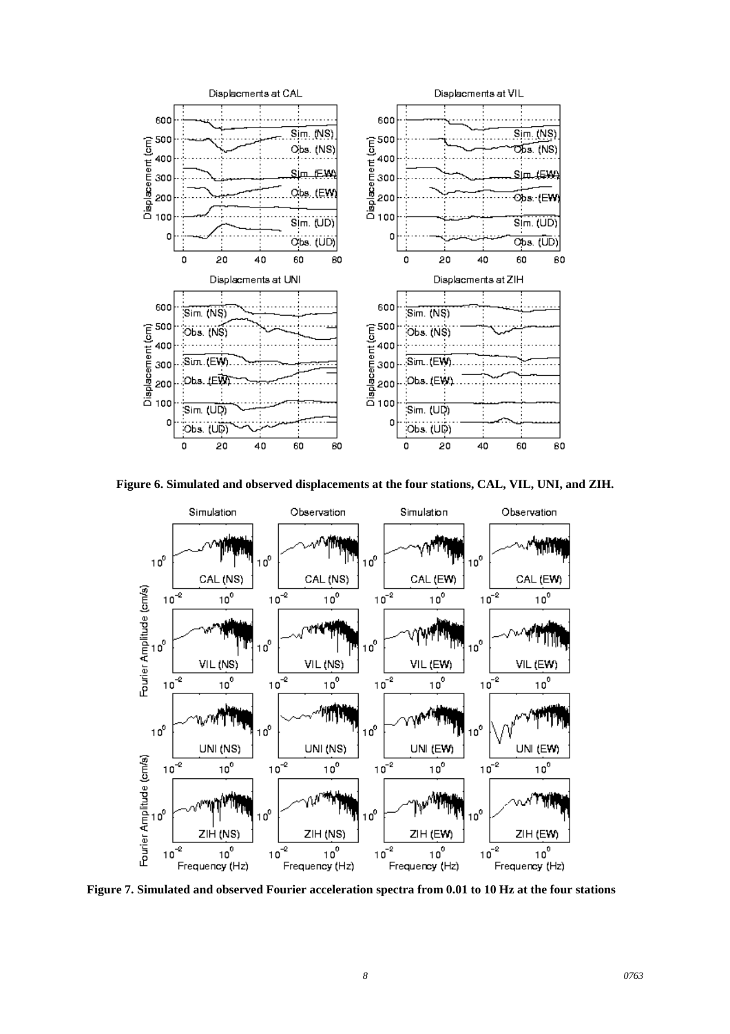Displacments at CAL

Displacments at VIL

Displacement (cm)

600
500
400
300
200
100
0

Sim. (NS)
Obs. (NS)
Sim. (EW)
Obs. (EW)
Sim. (UD)
Obs. (UD)

0 20 40 60 80

Displacments at UNI

Displacments at ZIH

**Figure 6. Simulated and observed displacements at the four stations, CAL, VIL, UNI, and ZIH.**

Simulation Observation Simulation Observation

Fourier Amplitude (cm/s)

$10^0$

$10^{-2}$ $10^0$

CAL (NS) CAL (NS) CAL (EW) CAL (EW)

VIL (NS) VIL (NS) VIL (EW) VIL (EW)

UNI (NS) UNI (NS) UNI (EW) UNI (EW)

ZIH (NS) ZIH (NS) ZIH (EW) ZIH (EW)

Frequency (Hz)

**Figure 7. Simulated and observed Fourier acceleration spectra from 0.01 to 10 Hz at the four stations**